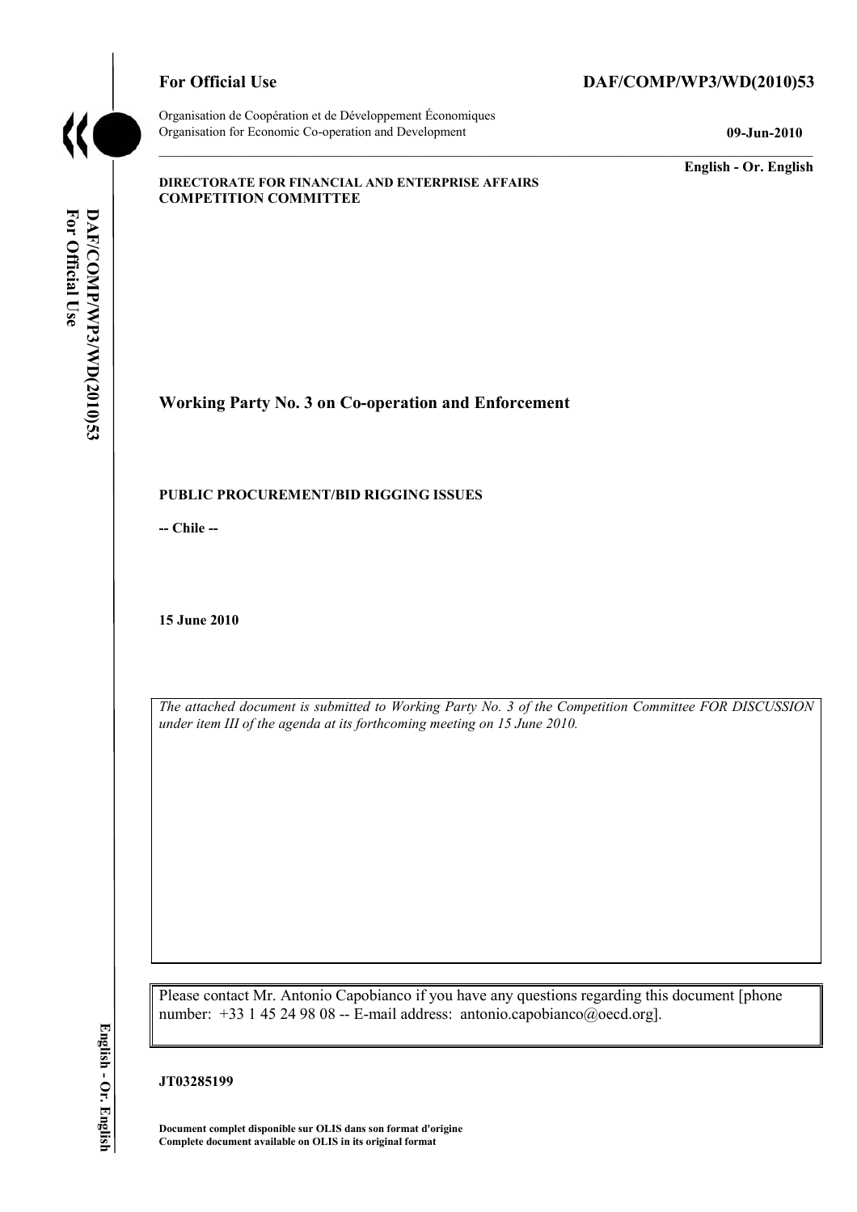**For Official Use** **DAF/COMP/WP3/WD(2010)53**

Organisation de Coopération et de Développement Économiques
Organisation for Economic Co-operation and Development **09-Jun-2010**

**English - Or. English**

**DIRECTORATE FOR FINANCIAL AND ENTERPRISE AFFAIRS**
**COMPETITION COMMITTEE**

## Working Party No. 3 on Co-operation and Enforcement

**PUBLIC PROCUREMENT/BID RIGGING ISSUES**

**-- Chile --**

**15 June 2010**

*The attached document is submitted to Working Party No. 3 of the Competition Committee FOR DISCUSSION under item III of the agenda at its forthcoming meeting on 15 June 2010.*

Please contact Mr. Antonio Capobianco if you have any questions regarding this document [phone number: +33 1 45 24 98 08 -- E-mail address: antonio.capobianco@oecd.org].

**JT03285199**

**Document complet disponible sur OLIS dans son format d'origine**
**Complete document available on OLIS in its original format**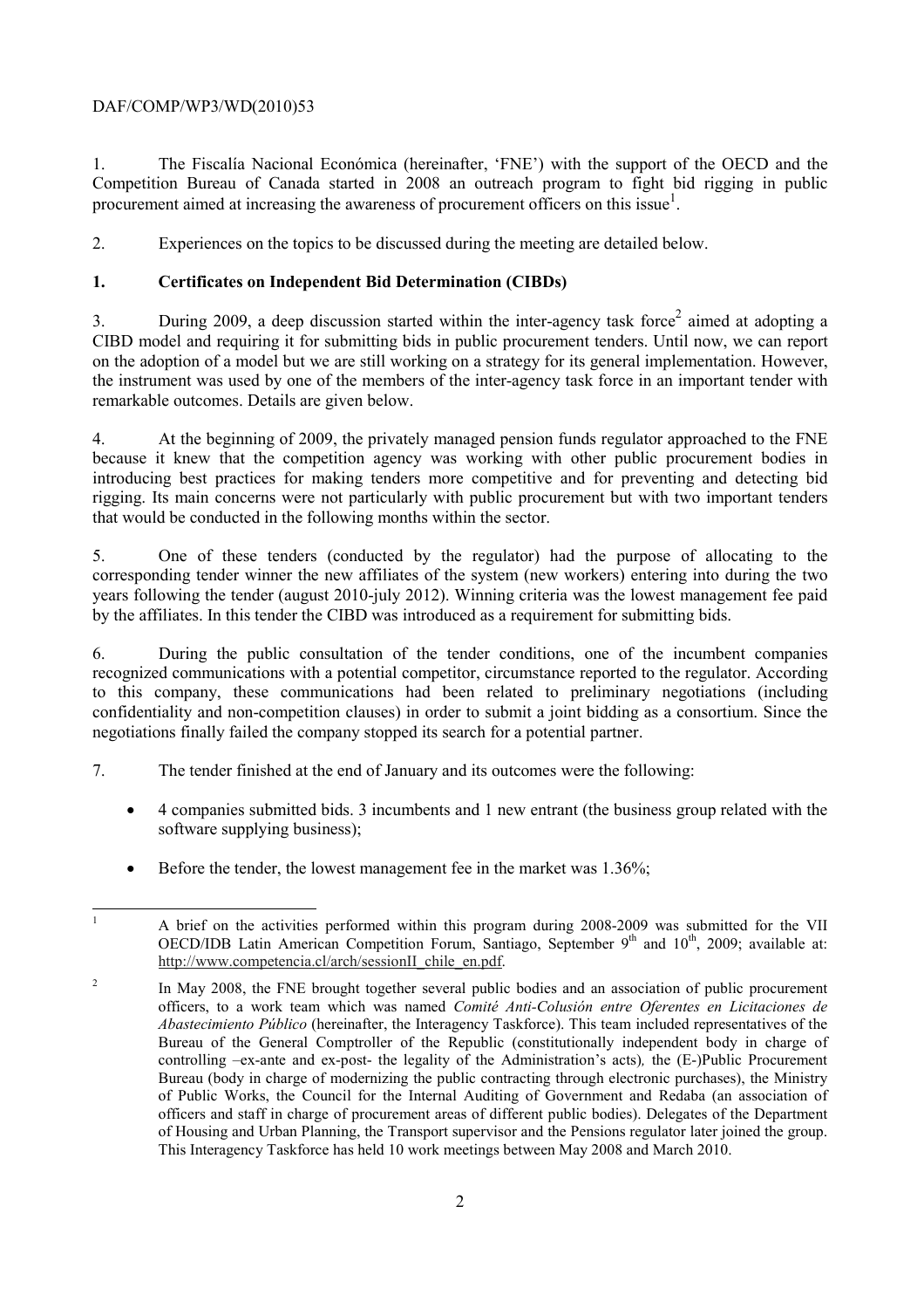1. The Fiscalía Nacional Económica (hereinafter, 'FNE') with the support of the OECD and the Competition Bureau of Canada started in 2008 an outreach program to fight bid rigging in public procurement aimed at increasing the awareness of procurement officers on this issue[1].

2. Experiences on the topics to be discussed during the meeting are detailed below.

## 1. Certificates on Independent Bid Determination (CIBDs)

3. During 2009, a deep discussion started within the inter-agency task force[2] aimed at adopting a CIBD model and requiring it for submitting bids in public procurement tenders. Until now, we can report on the adoption of a model but we are still working on a strategy for its general implementation. However, the instrument was used by one of the members of the inter-agency task force in an important tender with remarkable outcomes. Details are given below.

4. At the beginning of 2009, the privately managed pension funds regulator approached to the FNE because it knew that the competition agency was working with other public procurement bodies in introducing best practices for making tenders more competitive and for preventing and detecting bid rigging. Its main concerns were not particularly with public procurement but with two important tenders that would be conducted in the following months within the sector.

5. One of these tenders (conducted by the regulator) had the purpose of allocating to the corresponding tender winner the new affiliates of the system (new workers) entering into during the two years following the tender (august 2010-july 2012). Winning criteria was the lowest management fee paid by the affiliates. In this tender the CIBD was introduced as a requirement for submitting bids.

6. During the public consultation of the tender conditions, one of the incumbent companies recognized communications with a potential competitor, circumstance reported to the regulator. According to this company, these communications had been related to preliminary negotiations (including confidentiality and non-competition clauses) in order to submit a joint bidding as a consortium. Since the negotiations finally failed the company stopped its search for a potential partner.

7. The tender finished at the end of January and its outcomes were the following:

- 4 companies submitted bids. 3 incumbents and 1 new entrant (the business group related with the software supplying business);
- Before the tender, the lowest management fee in the market was 1.36%;

---

[1] A brief on the activities performed within this program during 2008-2009 was submitted for the VII OECD/IDB Latin American Competition Forum, Santiago, September 9th and 10th, 2009; available at: http://www.competencia.cl/arch/sessionII_chile_en.pdf.

[2] In May 2008, the FNE brought together several public bodies and an association of public procurement officers, to a work team which was named *Comité Anti-Colusión entre Oferentes en Licitaciones de Abastecimiento Público* (hereinafter, the Interagency Taskforce). This team included representatives of the Bureau of the General Comptroller of the Republic (constitutionally independent body in charge of controlling –ex-ante and ex-post- the legality of the Administration's acts), the (E-)Public Procurement Bureau (body in charge of modernizing the public contracting through electronic purchases), the Ministry of Public Works, the Council for the Internal Auditing of Government and Redaba (an association of officers and staff in charge of procurement areas of different public bodies). Delegates of the Department of Housing and Urban Planning, the Transport supervisor and the Pensions regulator later joined the group. This Interagency Taskforce has held 10 work meetings between May 2008 and March 2010.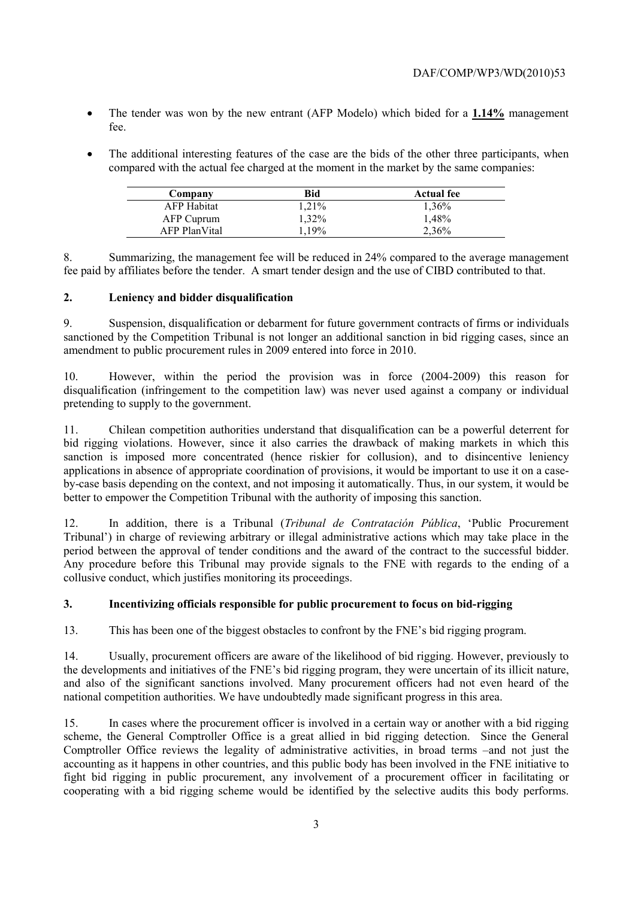- The tender was won by the new entrant (AFP Modelo) which bided for a **1.14%** management fee.

- The additional interesting features of the case are the bids of the other three participants, when compared with the actual fee charged at the moment in the market by the same companies:

| Company | Bid | Actual fee |
|---|---|---|
| AFP Habitat | 1,21% | 1,36% |
| AFP Cuprum | 1,32% | 1,48% |
| AFP PlanVital | 1,19% | 2,36% |

8. Summarizing, the management fee will be reduced in 24% compared to the average management fee paid by affiliates before the tender. A smart tender design and the use of CIBD contributed to that.

## 2. Leniency and bidder disqualification

9. Suspension, disqualification or debarment for future government contracts of firms or individuals sanctioned by the Competition Tribunal is not longer an additional sanction in bid rigging cases, since an amendment to public procurement rules in 2009 entered into force in 2010.

10. However, within the period the provision was in force (2004-2009) this reason for disqualification (infringement to the competition law) was never used against a company or individual pretending to supply to the government.

11. Chilean competition authorities understand that disqualification can be a powerful deterrent for bid rigging violations. However, since it also carries the drawback of making markets in which this sanction is imposed more concentrated (hence riskier for collusion), and to disincentive leniency applications in absence of appropriate coordination of provisions, it would be important to use it on a case-by-case basis depending on the context, and not imposing it automatically. Thus, in our system, it would be better to empower the Competition Tribunal with the authority of imposing this sanction.

12. In addition, there is a Tribunal (*Tribunal de Contratación Pública*, 'Public Procurement Tribunal') in charge of reviewing arbitrary or illegal administrative actions which may take place in the period between the approval of tender conditions and the award of the contract to the successful bidder. Any procedure before this Tribunal may provide signals to the FNE with regards to the ending of a collusive conduct, which justifies monitoring its proceedings.

## 3. Incentivizing officials responsible for public procurement to focus on bid-rigging

13. This has been one of the biggest obstacles to confront by the FNE's bid rigging program.

14. Usually, procurement officers are aware of the likelihood of bid rigging. However, previously to the developments and initiatives of the FNE's bid rigging program, they were uncertain of its illicit nature, and also of the significant sanctions involved. Many procurement officers had not even heard of the national competition authorities. We have undoubtedly made significant progress in this area.

15. In cases where the procurement officer is involved in a certain way or another with a bid rigging scheme, the General Comptroller Office is a great allied in bid rigging detection. Since the General Comptroller Office reviews the legality of administrative activities, in broad terms –and not just the accounting as it happens in other countries, and this public body has been involved in the FNE initiative to fight bid rigging in public procurement, any involvement of a procurement officer in facilitating or cooperating with a bid rigging scheme would be identified by the selective audits this body performs.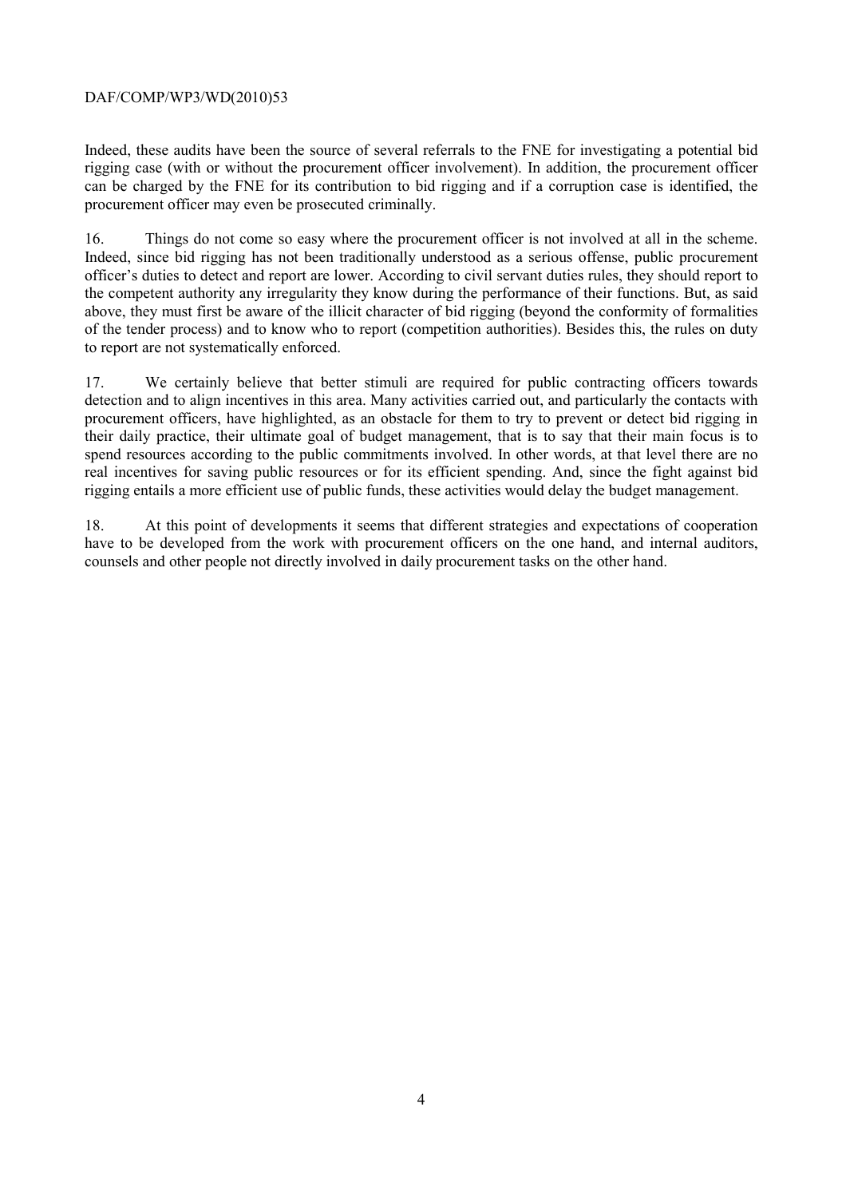Indeed, these audits have been the source of several referrals to the FNE for investigating a potential bid rigging case (with or without the procurement officer involvement). In addition, the procurement officer can be charged by the FNE for its contribution to bid rigging and if a corruption case is identified, the procurement officer may even be prosecuted criminally.

16. Things do not come so easy where the procurement officer is not involved at all in the scheme. Indeed, since bid rigging has not been traditionally understood as a serious offense, public procurement officer's duties to detect and report are lower. According to civil servant duties rules, they should report to the competent authority any irregularity they know during the performance of their functions. But, as said above, they must first be aware of the illicit character of bid rigging (beyond the conformity of formalities of the tender process) and to know who to report (competition authorities). Besides this, the rules on duty to report are not systematically enforced.

17. We certainly believe that better stimuli are required for public contracting officers towards detection and to align incentives in this area. Many activities carried out, and particularly the contacts with procurement officers, have highlighted, as an obstacle for them to try to prevent or detect bid rigging in their daily practice, their ultimate goal of budget management, that is to say that their main focus is to spend resources according to the public commitments involved. In other words, at that level there are no real incentives for saving public resources or for its efficient spending. And, since the fight against bid rigging entails a more efficient use of public funds, these activities would delay the budget management.

18. At this point of developments it seems that different strategies and expectations of cooperation have to be developed from the work with procurement officers on the one hand, and internal auditors, counsels and other people not directly involved in daily procurement tasks on the other hand.